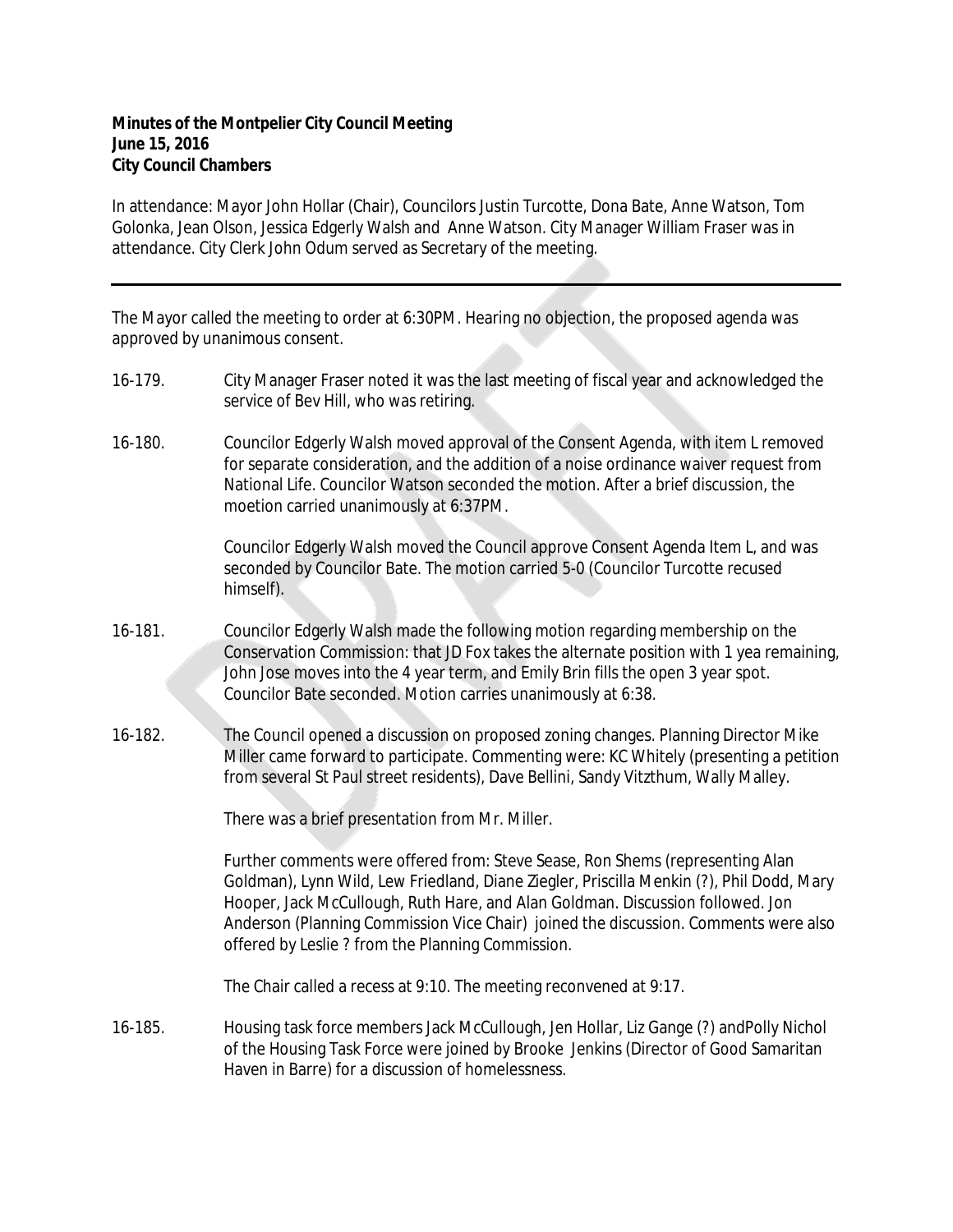**Minutes of the Montpelier City Council Meeting**
**June 15, 2016**
**City Council Chambers**

In attendance: Mayor John Hollar (Chair), Councilors Justin Turcotte, Dona Bate, Anne Watson, Tom Golonka, Jean Olson, Jessica Edgerly Walsh and Anne Watson. City Manager William Fraser was in attendance. City Clerk John Odum served as Secretary of the meeting.

---

The Mayor called the meeting to order at 6:30PM. Hearing no objection, the proposed agenda was approved by unanimous consent.

16-179. City Manager Fraser noted it was the last meeting of fiscal year and acknowledged the service of Bev Hill, who was retiring.

16-180. Councilor Edgerly Walsh moved approval of the Consent Agenda, with item L removed for separate consideration, and the addition of a noise ordinance waiver request from National Life. Councilor Watson seconded the motion. After a brief discussion, the moetion carried unanimously at 6:37PM.

Councilor Edgerly Walsh moved the Council approve Consent Agenda Item L, and was seconded by Councilor Bate. The motion carried 5-0 (Councilor Turcotte recused himself).

16-181. Councilor Edgerly Walsh made the following motion regarding membership on the Conservation Commission: that JD Fox takes the alternate position with 1 yea remaining, John Jose moves into the 4 year term, and Emily Brin fills the open 3 year spot. Councilor Bate seconded. Motion carries unanimously at 6:38.

16-182. The Council opened a discussion on proposed zoning changes. Planning Director Mike Miller came forward to participate. Commenting were: KC Whitely (presenting a petition from several St Paul street residents), Dave Bellini, Sandy Vitzthum, Wally Malley.

There was a brief presentation from Mr. Miller.

Further comments were offered from: Steve Sease, Ron Shems (representing Alan Goldman), Lynn Wild, Lew Friedland, Diane Ziegler, Priscilla Menkin (?), Phil Dodd, Mary Hooper, Jack McCullough, Ruth Hare, and Alan Goldman. Discussion followed. Jon Anderson (Planning Commission Vice Chair) joined the discussion. Comments were also offered by Leslie ? from the Planning Commission.

The Chair called a recess at 9:10. The meeting reconvened at 9:17.

16-185. Housing task force members Jack McCullough, Jen Hollar, Liz Gange (?) andPolly Nichol of the Housing Task Force were joined by Brooke Jenkins (Director of Good Samaritan Haven in Barre) for a discussion of homelessness.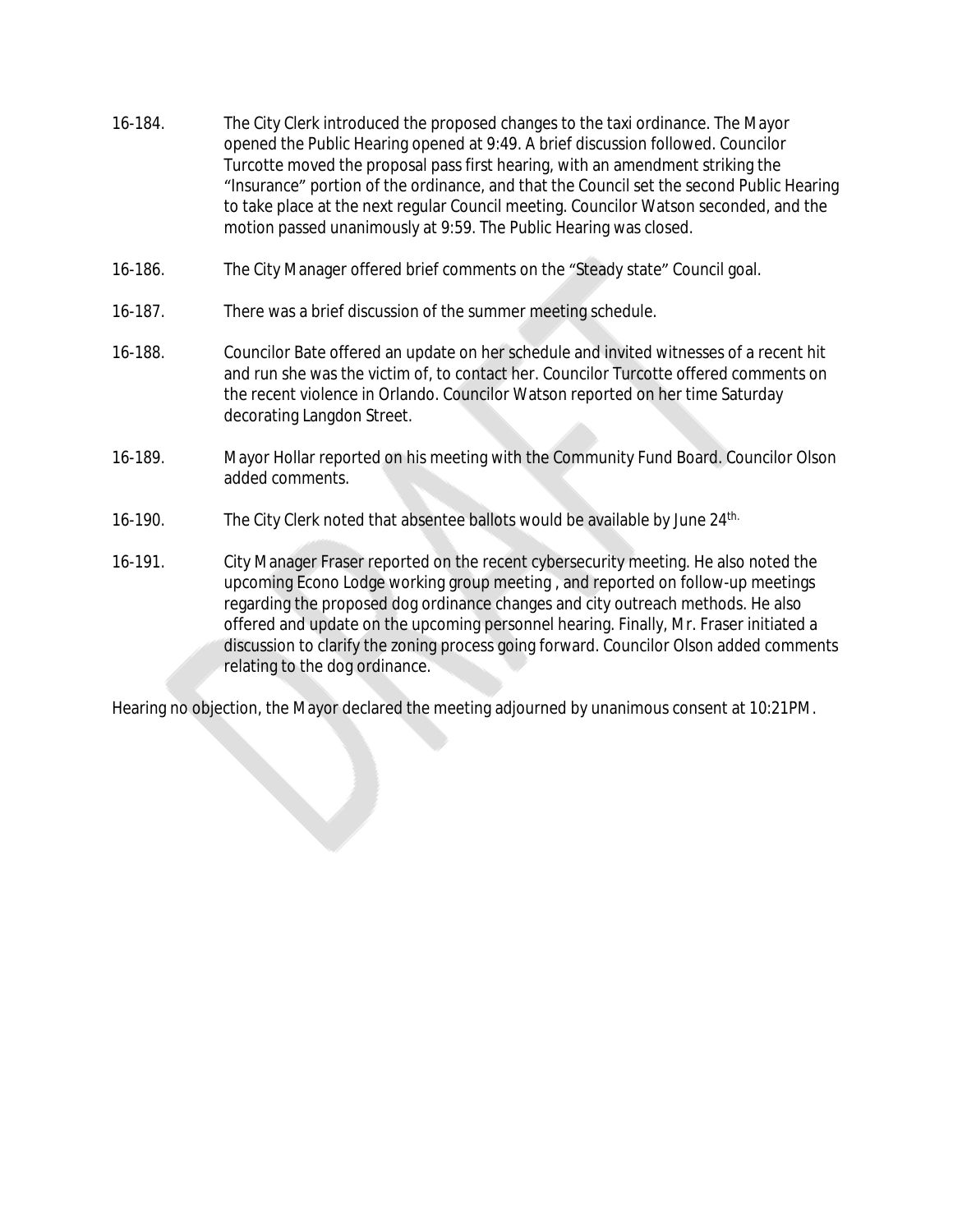16-184. The City Clerk introduced the proposed changes to the taxi ordinance. The Mayor opened the Public Hearing opened at 9:49. A brief discussion followed. Councilor Turcotte moved the proposal pass first hearing, with an amendment striking the "Insurance" portion of the ordinance, and that the Council set the second Public Hearing to take place at the next regular Council meeting. Councilor Watson seconded, and the motion passed unanimously at 9:59. The Public Hearing was closed.

16-186. The City Manager offered brief comments on the "Steady state" Council goal.

16-187. There was a brief discussion of the summer meeting schedule.

16-188. Councilor Bate offered an update on her schedule and invited witnesses of a recent hit and run she was the victim of, to contact her. Councilor Turcotte offered comments on the recent violence in Orlando. Councilor Watson reported on her time Saturday decorating Langdon Street.

16-189. Mayor Hollar reported on his meeting with the Community Fund Board. Councilor Olson added comments.

16-190. The City Clerk noted that absentee ballots would be available by June 24th.

16-191. City Manager Fraser reported on the recent cybersecurity meeting. He also noted the upcoming Econo Lodge working group meeting , and reported on follow-up meetings regarding the proposed dog ordinance changes and city outreach methods. He also offered and update on the upcoming personnel hearing. Finally, Mr. Fraser initiated a discussion to clarify the zoning process going forward. Councilor Olson added comments relating to the dog ordinance.

Hearing no objection, the Mayor declared the meeting adjourned by unanimous consent at 10:21PM.